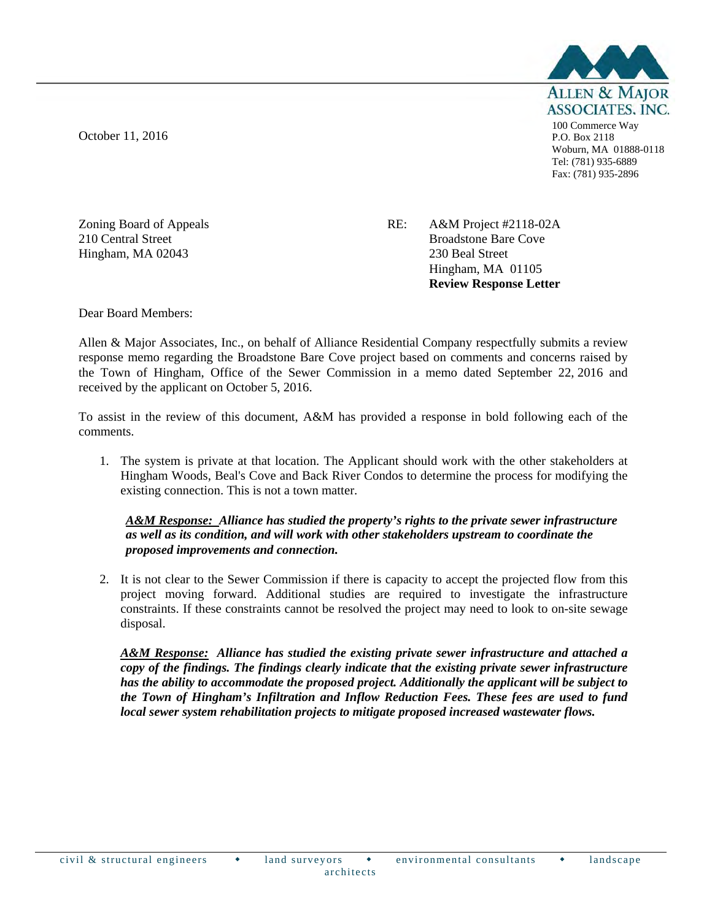ALLEN & MAJOR ASSOCIATES, INC.

100 Commerce Way
P.O. Box 2118
Woburn, MA 01888-0118
Tel: (781) 935-6889
Fax: (781) 935-2896

October 11, 2016

Zoning Board of Appeals
210 Central Street
Hingham, MA 02043

RE: A&M Project #2118-02A
Broadstone Bare Cove
230 Beal Street
Hingham, MA 01105
**Review Response Letter**

Dear Board Members:

Allen & Major Associates, Inc., on behalf of Alliance Residential Company respectfully submits a review response memo regarding the Broadstone Bare Cove project based on comments and concerns raised by the Town of Hingham, Office of the Sewer Commission in a memo dated September 22, 2016 and received by the applicant on October 5, 2016.

To assist in the review of this document, A&M has provided a response in bold following each of the comments.

1. The system is private at that location. The Applicant should work with the other stakeholders at Hingham Woods, Beal's Cove and Back River Condos to determine the process for modifying the existing connection. This is not a town matter.

   ***A&M Response:*** ***Alliance has studied the property's rights to the private sewer infrastructure as well as its condition, and will work with other stakeholders upstream to coordinate the proposed improvements and connection.***

2. It is not clear to the Sewer Commission if there is capacity to accept the projected flow from this project moving forward. Additional studies are required to investigate the infrastructure constraints. If these constraints cannot be resolved the project may need to look to on-site sewage disposal.

   ***A&M Response:*** ***Alliance has studied the existing private sewer infrastructure and attached a copy of the findings. The findings clearly indicate that the existing private sewer infrastructure has the ability to accommodate the proposed project. Additionally the applicant will be subject to the Town of Hingham's Infiltration and Inflow Reduction Fees. These fees are used to fund local sewer system rehabilitation projects to mitigate proposed increased wastewater flows.***

civil & structural engineers ◆ land surveyors ◆ environmental consultants ◆ landscape architects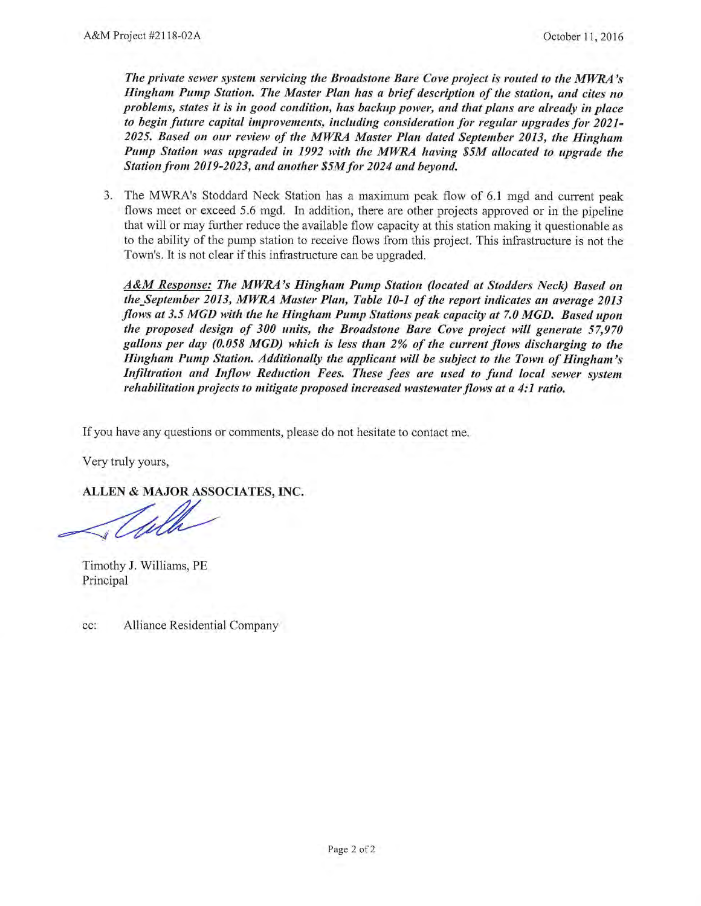*The private sewer system servicing the Broadstone Bare Cove project is routed to the MWRA's Hingham Pump Station. The Master Plan has a brief description of the station, and cites no problems, states it is in good condition, has backup power, and that plans are already in place to begin future capital improvements, including consideration for regular upgrades for 2021-2025. Based on our review of the MWRA Master Plan dated September 2013, the Hingham Pump Station was upgraded in 1992 with the MWRA having $5M allocated to upgrade the Station from 2019-2023, and another $5M for 2024 and beyond.*

3. The MWRA's Stoddard Neck Station has a maximum peak flow of 6.1 mgd and current peak flows meet or exceed 5.6 mgd. In addition, there are other projects approved or in the pipeline that will or may further reduce the available flow capacity at this station making it questionable as to the ability of the pump station to receive flows from this project. This infrastructure is not the Town's. It is not clear if this infrastructure can be upgraded.

   ***A&M Response:** The MWRA's Hingham Pump Station (located at Stodders Neck) Based on the_September 2013, MWRA Master Plan, Table 10-1 of the report indicates an average 2013 flows at 3.5 MGD with the he Hingham Pump Stations peak capacity at 7.0 MGD. Based upon the proposed design of 300 units, the Broadstone Bare Cove project will generate 57,970 gallons per day (0.058 MGD) which is less than 2% of the current flows discharging to the Hingham Pump Station. Additionally the applicant will be subject to the Town of Hingham's Infiltration and Inflow Reduction Fees. These fees are used to fund local sewer system rehabilitation projects to mitigate proposed increased wastewater flows at a 4:1 ratio.*

If you have any questions or comments, please do not hesitate to contact me.

Very truly yours,

**ALLEN & MAJOR ASSOCIATES, INC.**

Timothy J. Williams, PE
Principal

cc: Alliance Residential Company